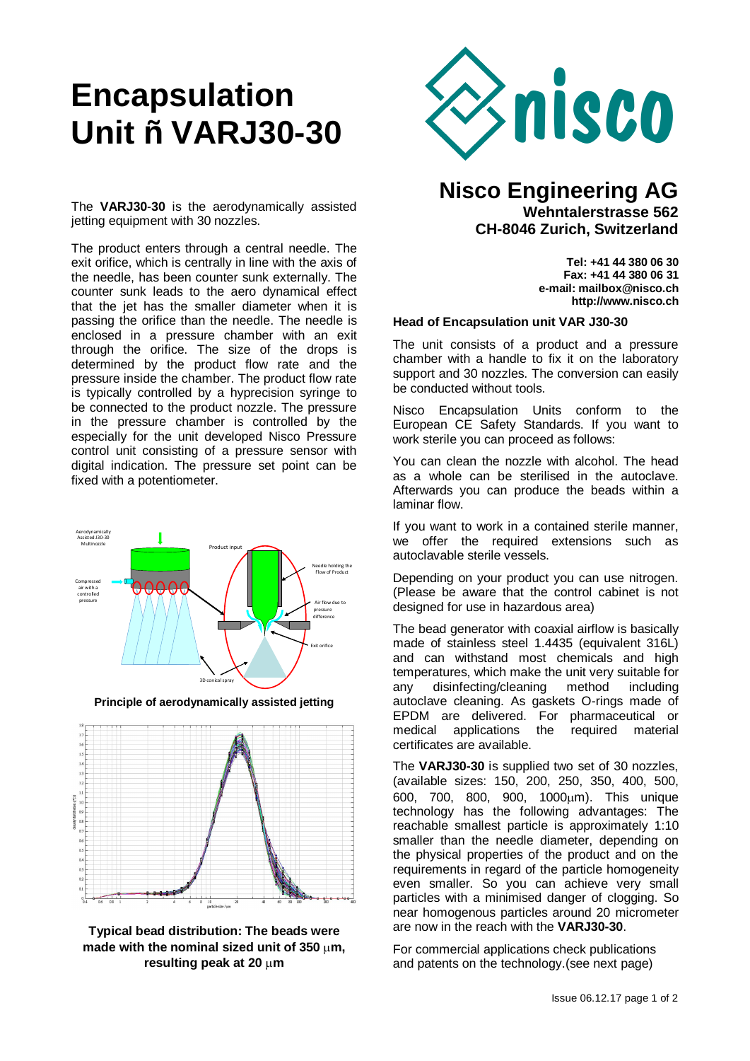# Encapsulation Unit ñ VARJ30-30

## Nisco Engineering AG

**Wehntalerstrasse 562**
**CH-8046 Zurich, Switzerland**

**Tel: +41 44 380 06 30**
**Fax: +41 44 380 06 31**
**e-mail: mailbox@nisco.ch**
**http://www.nisco.ch**

The **VARJ30-30** is the aerodynamically assisted jetting equipment with 30 nozzles.

The product enters through a central needle. The exit orifice, which is centrally in line with the axis of the needle, has been counter sunk externally. The counter sunk leads to the aero dynamical effect that the jet has the smaller diameter when it is passing the orifice than the needle. The needle is enclosed in a pressure chamber with an exit through the orifice. The size of the drops is determined by the product flow rate and the pressure inside the chamber. The product flow rate is typically controlled by a hyprecision syringe to be connected to the product nozzle. The pressure in the pressure chamber is controlled by the especially for the unit developed Nisco Pressure control unit consisting of a pressure sensor with digital indication. The pressure set point can be fixed with a potentiometer.

**Principle of aerodynamically assisted jetting**

**Typical bead distribution: The beads were made with the nominal sized unit of 350 µm, resulting peak at 20 µm**

### Head of Encapsulation unit VAR J30-30

The unit consists of a product and a pressure chamber with a handle to fix it on the laboratory support and 30 nozzles. The conversion can easily be conducted without tools.

Nisco Encapsulation Units conform to the European CE Safety Standards. If you want to work sterile you can proceed as follows:

You can clean the nozzle with alcohol. The head as a whole can be sterilised in the autoclave. Afterwards you can produce the beads within a laminar flow.

If you want to work in a contained sterile manner, we offer the required extensions such as autoclavable sterile vessels.

Depending on your product you can use nitrogen. (Please be aware that the control cabinet is not designed for use in hazardous area)

The bead generator with coaxial airflow is basically made of stainless steel 1.4435 (equivalent 316L) and can withstand most chemicals and high temperatures, which make the unit very suitable for any disinfecting/cleaning method including autoclave cleaning. As gaskets O-rings made of EPDM are delivered. For pharmaceutical or medical applications the required material certificates are available.

The **VARJ30-30** is supplied two set of 30 nozzles, (available sizes: 150, 200, 250, 350, 400, 500, 600, 700, 800, 900, 1000µm). This unique technology has the following advantages: The reachable smallest particle is approximately 1:10 smaller than the needle diameter, depending on the physical properties of the product and on the requirements in regard of the particle homogeneity even smaller. So you can achieve very small particles with a minimised danger of clogging. So near homogenous particles around 20 micrometer are now in the reach with the **VARJ30-30**.

For commercial applications check publications and patents on the technology.(see next page)

Issue 06.12.17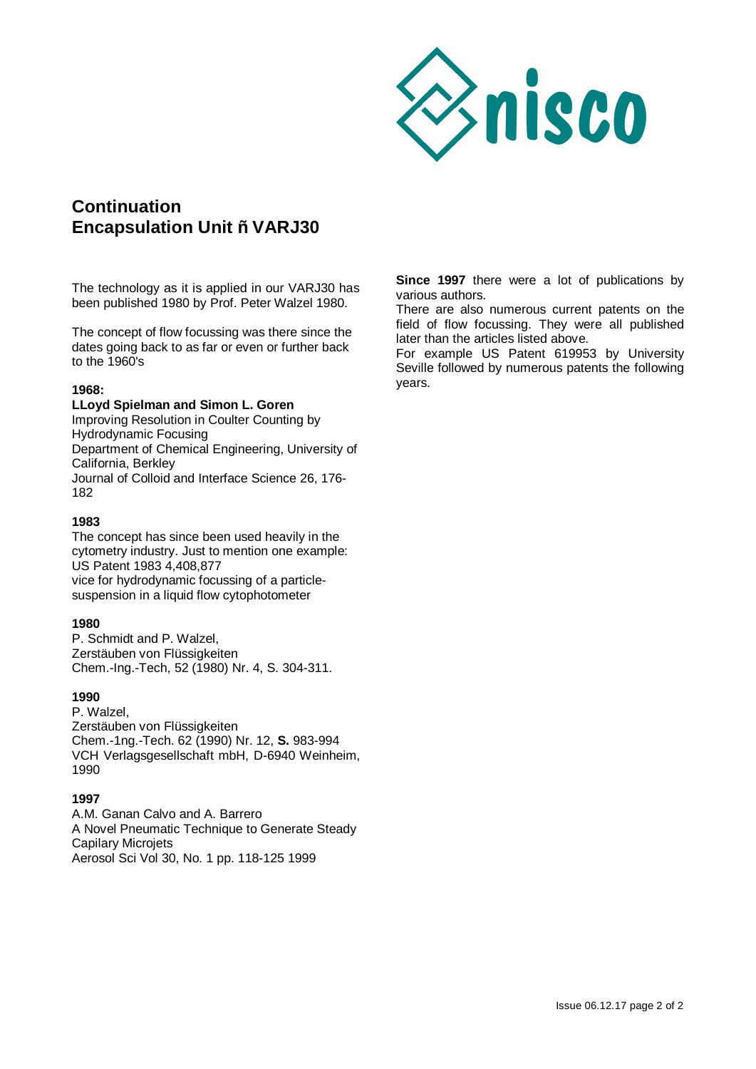## Continuation
## Encapsulation Unit ñ VARJ30

The technology as it is applied in our VARJ30 has been published 1980 by Prof. Peter Walzel 1980.

The concept of flow focussing was there since the dates going back to as far or even or further back to the 1960's

**1968:**

**LLoyd Spielman and Simon L. Goren**
Improving Resolution in Coulter Counting by Hydrodynamic Focusing
Department of Chemical Engineering, University of California, Berkley
Journal of Colloid and Interface Science 26, 176-182

**1983**
The concept has since been used heavily in the cytometry industry. Just to mention one example:
US Patent 1983 4,408,877
vice for hydrodynamic focussing of a particle-suspension in a liquid flow cytophotometer

**1980**
P. Schmidt and P. Walzel,
Zerstäuben von Flüssigkeiten
Chem.-Ing.-Tech, 52 (1980) Nr. 4, S. 304-311.

**1990**
P. Walzel,
Zerstäuben von Flüssigkeiten
Chem.-1ng.-Tech. 62 (1990) Nr. 12, **S.** 983-994
VCH Verlagsgesellschaft mbH, D-6940 Weinheim, 1990

**1997**
A.M. Ganan Calvo and A. Barrero
A Novel Pneumatic Technique to Generate Steady Capilary Microjets
Aerosol Sci Vol 30, No. 1 pp. 118-125 1999

**Since 1997** there were a lot of publications by various authors.
There are also numerous current patents on the field of flow focussing. They were all published later than the articles listed above.
For example US Patent 619953 by University Seville followed by numerous patents the following years.